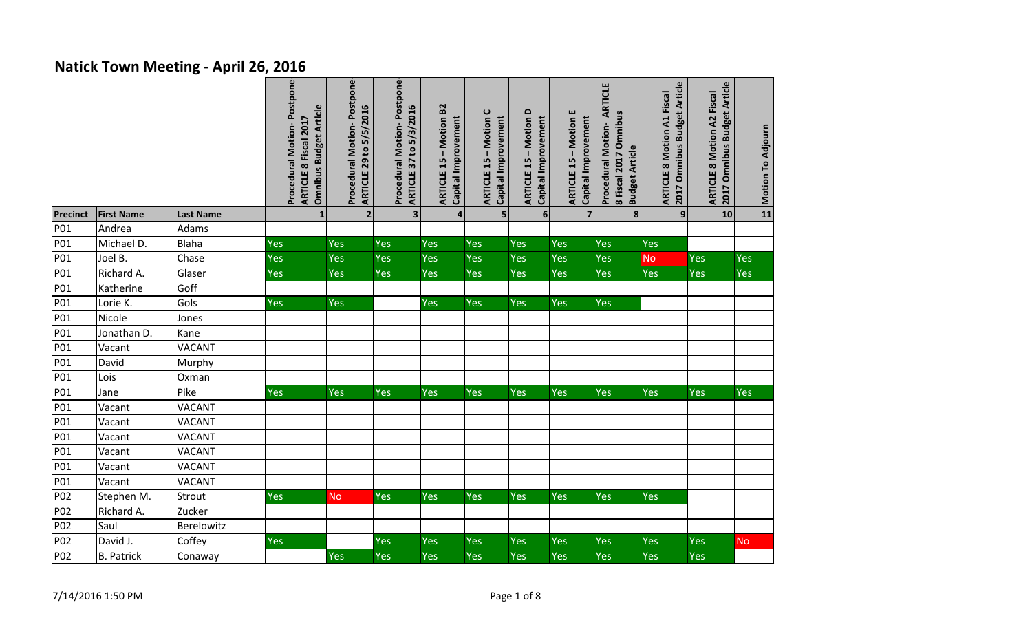# Natick Town Meeting - April 26, 2016

| Precinct | First Name | Last Name | Procedural Motion- Postpone ARTICLE 8 Fiscal 2017 Omnibus Budget Article | Procedural Motion- Postpone ARTICLE 29 to 5/5/2016 | Procedural Motion- Postpone ARTICLE 37 to 5/3/2016 | ARTICLE 15 – Motion B2 Capital Improvement | ARTICLE 15 – Motion C Capital Improvement | ARTICLE 15 – Motion D Capital Improvement | ARTICLE 15 – Motion E Capital Improvement | Procedural Motion- ARTICLE 8 Fiscal 2017 Omnibus Budget Article | ARTICLE 8 Motion A1 Fiscal 2017 Omnibus Budget Article | ARTICLE 8 Motion A2 Fiscal 2017 Omnibus Budget Article | Motion To Adjourn |
|---|---|---|---|---|---|---|---|---|---|---|---|---|---|
| | | | 1 | 2 | 3 | 4 | 5 | 6 | 7 | 8 | 9 | 10 | 11 |
| P01 | Andrea | Adams | | | | | | | | | | | |
| P01 | Michael D. | Blaha | Yes | Yes | Yes | Yes | Yes | Yes | Yes | Yes | Yes | | |
| P01 | Joel B. | Chase | Yes | Yes | Yes | Yes | Yes | Yes | Yes | Yes | No | Yes | Yes |
| P01 | Richard A. | Glaser | Yes | Yes | Yes | Yes | Yes | Yes | Yes | Yes | Yes | Yes | Yes |
| P01 | Katherine | Goff | | | | | | | | | | | |
| P01 | Lorie K. | Gols | Yes | Yes | | Yes | Yes | Yes | Yes | Yes | | | |
| P01 | Nicole | Jones | | | | | | | | | | | |
| P01 | Jonathan D. | Kane | | | | | | | | | | | |
| P01 | Vacant | VACANT | | | | | | | | | | | |
| P01 | David | Murphy | | | | | | | | | | | |
| P01 | Lois | Oxman | | | | | | | | | | | |
| P01 | Jane | Pike | Yes | Yes | Yes | Yes | Yes | Yes | Yes | Yes | Yes | Yes | Yes |
| P01 | Vacant | VACANT | | | | | | | | | | | |
| P01 | Vacant | VACANT | | | | | | | | | | | |
| P01 | Vacant | VACANT | | | | | | | | | | | |
| P01 | Vacant | VACANT | | | | | | | | | | | |
| P01 | Vacant | VACANT | | | | | | | | | | | |
| P01 | Vacant | VACANT | | | | | | | | | | | |
| P02 | Stephen M. | Strout | Yes | No | Yes | Yes | Yes | Yes | Yes | Yes | Yes | | |
| P02 | Richard A. | Zucker | | | | | | | | | | | |
| P02 | Saul | Berelowitz | | | | | | | | | | | |
| P02 | David J. | Coffey | Yes | | Yes | Yes | Yes | Yes | Yes | Yes | Yes | Yes | No |
| P02 | B. Patrick | Conaway | | Yes | Yes | Yes | Yes | Yes | Yes | Yes | Yes | Yes | |

7/14/2016 1:50 PM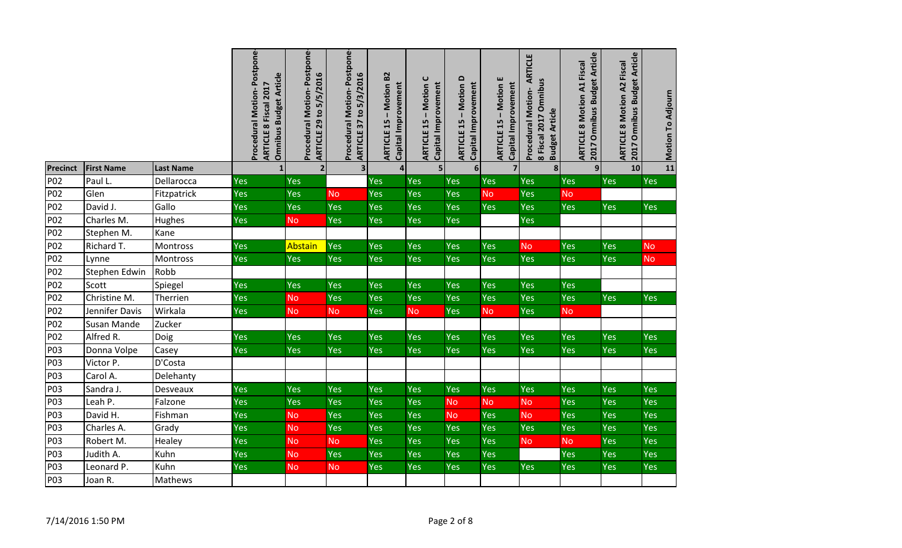| Precinct | First Name | Last Name | Procedural Motion- Postpone- ARTICLE 8 Fiscal 2017 Omnibus Budget Article | Procedural Motion- Postpone- ARTICLE 29 to 5/5/2016 | Procedural Motion- Postpone- ARTICLE 37 to 5/3/2016 | ARTICLE 15 – Motion B2 Capital Improvement | ARTICLE 15 – Motion C Capital Improvement | ARTICLE 15 – Motion D Capital Improvement | ARTICLE 15 – Motion E Capital Improvement | Procedural Motion- ARTICLE 8 Fiscal 2017 Omnibus Budget Article | ARTICLE 8 Motion A1 Fiscal 2017 Omnibus Budget Article | ARTICLE 8 Motion A2 Fiscal 2017 Omnibus Budget Article | Motion To Adjourn |
|---|---|---|---|---|---|---|---|---|---|---|---|---|---|
| | | | 1 | 2 | 3 | 4 | 5 | 6 | 7 | 8 | 9 | 10 | 11 |
| P02 | Paul L. | Dellarocca | Yes | Yes | | Yes | Yes | Yes | Yes | Yes | Yes | Yes | Yes |
| P02 | Glen | Fitzpatrick | Yes | Yes | No | Yes | Yes | Yes | No | Yes | No | | |
| P02 | David J. | Gallo | Yes | Yes | Yes | Yes | Yes | Yes | Yes | Yes | Yes | Yes | Yes |
| P02 | Charles M. | Hughes | Yes | No | Yes | Yes | Yes | Yes | | Yes | | | |
| P02 | Stephen M. | Kane | | | | | | | | | | | |
| P02 | Richard T. | Montross | Yes | Abstain | Yes | Yes | Yes | Yes | Yes | No | Yes | Yes | No |
| P02 | Lynne | Montross | Yes | Yes | Yes | Yes | Yes | Yes | Yes | Yes | Yes | Yes | No |
| P02 | Stephen Edwin | Robb | | | | | | | | | | | |
| P02 | Scott | Spiegel | Yes | Yes | Yes | Yes | Yes | Yes | Yes | Yes | Yes | | |
| P02 | Christine M. | Therrien | Yes | No | Yes | Yes | Yes | Yes | Yes | Yes | Yes | Yes | Yes |
| P02 | Jennifer Davis | Wirkala | Yes | No | No | Yes | No | Yes | No | Yes | No | | |
| P02 | Susan Mande | Zucker | | | | | | | | | | | |
| P02 | Alfred R. | Doig | Yes | Yes | Yes | Yes | Yes | Yes | Yes | Yes | Yes | Yes | Yes |
| P03 | Donna Volpe | Casey | Yes | Yes | Yes | Yes | Yes | Yes | Yes | Yes | Yes | Yes | Yes |
| P03 | Victor P. | D'Costa | | | | | | | | | | | |
| P03 | Carol A. | Delehanty | | | | | | | | | | | |
| P03 | Sandra J. | Desveaux | Yes | Yes | Yes | Yes | Yes | Yes | Yes | Yes | Yes | Yes | Yes |
| P03 | Leah P. | Falzone | Yes | Yes | Yes | Yes | Yes | No | No | No | Yes | Yes | Yes |
| P03 | David H. | Fishman | Yes | No | Yes | Yes | Yes | No | Yes | No | Yes | Yes | Yes |
| P03 | Charles A. | Grady | Yes | No | Yes | Yes | Yes | Yes | Yes | Yes | Yes | Yes | Yes |
| P03 | Robert M. | Healey | Yes | No | No | Yes | Yes | Yes | Yes | No | No | Yes | Yes |
| P03 | Judith A. | Kuhn | Yes | No | Yes | Yes | Yes | Yes | Yes | | Yes | Yes | Yes |
| P03 | Leonard P. | Kuhn | Yes | No | No | Yes | Yes | Yes | Yes | Yes | Yes | Yes | Yes |
| P03 | Joan R. | Mathews | | | | | | | | | | | |

7/14/2016 1:50 PM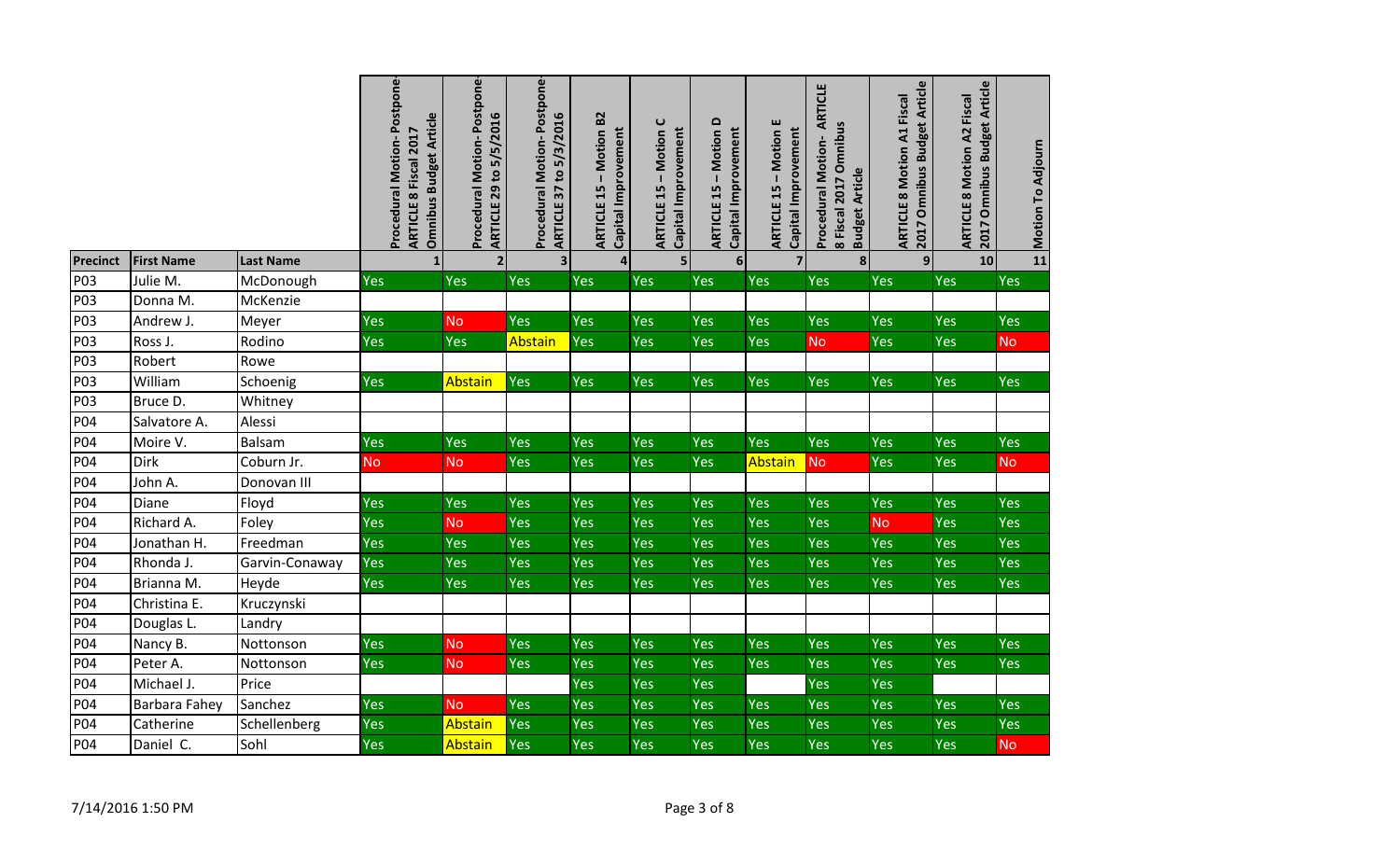| Precinct | First Name | Last Name | Procedural Motion- Postpone- ARTICLE 8 Fiscal 2017 Omnibus Budget Article | Procedural Motion- Postpone- ARTICLE 29 to 5/5/2016 | Procedural Motion- Postpone- ARTICLE 37 to 5/3/2016 | ARTICLE 15 – Motion B2 Capital Improvement | ARTICLE 15 – Motion C Capital Improvement | ARTICLE 15 – Motion D Capital Improvement | ARTICLE 15 – Motion E Capital Improvement | Procedural Motion- ARTICLE 8 Fiscal 2017 Omnibus Budget Article | ARTICLE 8 Motion A1 Fiscal 2017 Omnibus Budget Article | ARTICLE 8 Motion A2 Fiscal 2017 Omnibus Budget Article | Motion To Adjourn |
|---|---|---|---|---|---|---|---|---|---|---|---|---|---|
| | | | 1 | 2 | 3 | 4 | 5 | 6 | 7 | 8 | 9 | 10 | 11 |
| P03 | Julie M. | McDonough | Yes | Yes | Yes | Yes | Yes | Yes | Yes | Yes | Yes | Yes | Yes |
| P03 | Donna M. | McKenzie | | | | | | | | | | | |
| P03 | Andrew J. | Meyer | Yes | No | Yes | Yes | Yes | Yes | Yes | Yes | Yes | Yes | Yes |
| P03 | Ross J. | Rodino | Yes | Yes | Abstain | Yes | Yes | Yes | Yes | No | Yes | Yes | No |
| P03 | Robert | Rowe | | | | | | | | | | | |
| P03 | William | Schoenig | Yes | Abstain | Yes | Yes | Yes | Yes | Yes | Yes | Yes | Yes | Yes |
| P03 | Bruce D. | Whitney | | | | | | | | | | | |
| P04 | Salvatore A. | Alessi | | | | | | | | | | | |
| P04 | Moire V. | Balsam | Yes | Yes | Yes | Yes | Yes | Yes | Yes | Yes | Yes | Yes | Yes |
| P04 | Dirk | Coburn Jr. | No | No | Yes | Yes | Yes | Yes | Abstain | No | Yes | Yes | No |
| P04 | John A. | Donovan III | | | | | | | | | | | |
| P04 | Diane | Floyd | Yes | Yes | Yes | Yes | Yes | Yes | Yes | Yes | Yes | Yes | Yes |
| P04 | Richard A. | Foley | Yes | No | Yes | Yes | Yes | Yes | Yes | Yes | No | Yes | Yes |
| P04 | Jonathan H. | Freedman | Yes | Yes | Yes | Yes | Yes | Yes | Yes | Yes | Yes | Yes | Yes |
| P04 | Rhonda J. | Garvin-Conaway | Yes | Yes | Yes | Yes | Yes | Yes | Yes | Yes | Yes | Yes | Yes |
| P04 | Brianna M. | Heyde | Yes | Yes | Yes | Yes | Yes | Yes | Yes | Yes | Yes | Yes | Yes |
| P04 | Christina E. | Kruczynski | | | | | | | | | | | |
| P04 | Douglas L. | Landry | | | | | | | | | | | |
| P04 | Nancy B. | Nottonson | Yes | No | Yes | Yes | Yes | Yes | Yes | Yes | Yes | Yes | Yes |
| P04 | Peter A. | Nottonson | Yes | No | Yes | Yes | Yes | Yes | Yes | Yes | Yes | Yes | Yes |
| P04 | Michael J. | Price | | | | Yes | Yes | Yes | | Yes | Yes | | |
| P04 | Barbara Fahey | Sanchez | Yes | No | Yes | Yes | Yes | Yes | Yes | Yes | Yes | Yes | Yes |
| P04 | Catherine | Schellenberg | Yes | Abstain | Yes | Yes | Yes | Yes | Yes | Yes | Yes | Yes | Yes |
| P04 | Daniel C. | Sohl | Yes | Abstain | Yes | Yes | Yes | Yes | Yes | Yes | Yes | Yes | No |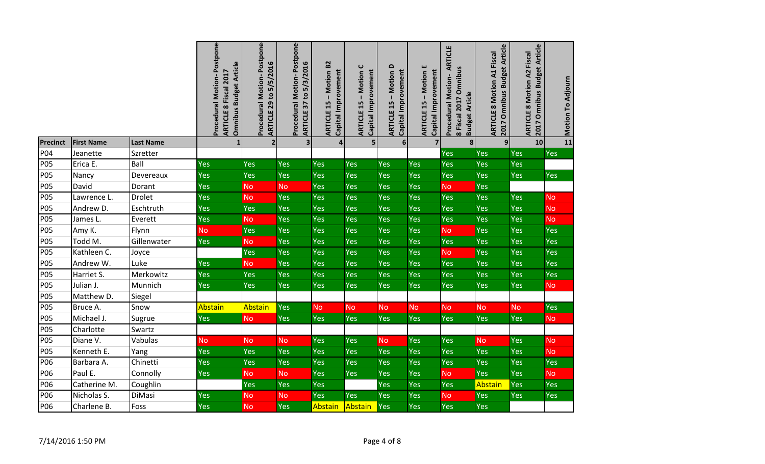| Precinct | First Name | Last Name | Procedural Motion- Postpone- ARTICLE 8 Fiscal 2017 Omnibus Budget Article | Procedural Motion- Postpone- ARTICLE 29 to 5/5/2016 | Procedural Motion- Postpone- ARTICLE 37 to 5/3/2016 | ARTICLE 15 – Motion B2 Capital Improvement | ARTICLE 15 – Motion C Capital Improvement | ARTICLE 15 – Motion D Capital Improvement | ARTICLE 15 – Motion E Capital Improvement | Procedural Motion- ARTICLE 8 Fiscal 2017 Omnibus Budget Article | ARTICLE 8 Motion A1 Fiscal 2017 Omnibus Budget Article | ARTICLE 8 Motion A2 Fiscal 2017 Omnibus Budget Article | Motion To Adjourn |
|---|---|---|---|---|---|---|---|---|---|---|---|---|---|
| | | | 1 | 2 | 3 | 4 | 5 | 6 | 7 | 8 | 9 | 10 | 11 |
| P04 | Jeanette | Szretter | | | | | | | | Yes | Yes | Yes | Yes |
| P05 | Erica E. | Ball | Yes | Yes | Yes | Yes | Yes | Yes | Yes | Yes | Yes | Yes | |
| P05 | Nancy | Devereaux | Yes | Yes | Yes | Yes | Yes | Yes | Yes | Yes | Yes | Yes | Yes |
| P05 | David | Dorant | Yes | No | No | Yes | Yes | Yes | Yes | No | Yes | | |
| P05 | Lawrence L. | Drolet | Yes | No | Yes | Yes | Yes | Yes | Yes | Yes | Yes | Yes | No |
| P05 | Andrew D. | Eschtruth | Yes | Yes | Yes | Yes | Yes | Yes | Yes | Yes | Yes | Yes | No |
| P05 | James L. | Everett | Yes | No | Yes | Yes | Yes | Yes | Yes | Yes | Yes | Yes | No |
| P05 | Amy K. | Flynn | No | Yes | Yes | Yes | Yes | Yes | Yes | No | Yes | Yes | Yes |
| P05 | Todd M. | Gillenwater | Yes | No | Yes | Yes | Yes | Yes | Yes | Yes | Yes | Yes | Yes |
| P05 | Kathleen C. | Joyce | | Yes | Yes | Yes | Yes | Yes | Yes | No | Yes | Yes | Yes |
| P05 | Andrew W. | Luke | Yes | No | Yes | Yes | Yes | Yes | Yes | Yes | Yes | Yes | Yes |
| P05 | Harriet S. | Merkowitz | Yes | Yes | Yes | Yes | Yes | Yes | Yes | Yes | Yes | Yes | Yes |
| P05 | Julian J. | Munnich | Yes | Yes | Yes | Yes | Yes | Yes | Yes | Yes | Yes | Yes | No |
| P05 | Matthew D. | Siegel | | | | | | | | | | | |
| P05 | Bruce A. | Snow | Abstain | Abstain | Yes | No | No | No | No | No | No | No | Yes |
| P05 | Michael J. | Sugrue | Yes | No | Yes | Yes | Yes | Yes | Yes | Yes | Yes | Yes | No |
| P05 | Charlotte | Swartz | | | | | | | | | | | |
| P05 | Diane V. | Vabulas | No | No | No | Yes | Yes | No | Yes | Yes | No | Yes | No |
| P05 | Kenneth E. | Yang | Yes | Yes | Yes | Yes | Yes | Yes | Yes | Yes | Yes | Yes | No |
| P06 | Barbara A. | Chinetti | Yes | Yes | Yes | Yes | Yes | Yes | Yes | Yes | Yes | Yes | Yes |
| P06 | Paul E. | Connolly | Yes | No | No | Yes | Yes | Yes | Yes | No | Yes | Yes | No |
| P06 | Catherine M. | Coughlin | | Yes | Yes | Yes | | Yes | Yes | Yes | Abstain | Yes | Yes |
| P06 | Nicholas S. | DiMasi | Yes | No | No | Yes | Yes | Yes | Yes | No | Yes | Yes | Yes |
| P06 | Charlene B. | Foss | Yes | No | Yes | Abstain | Abstain | Yes | Yes | Yes | Yes | | |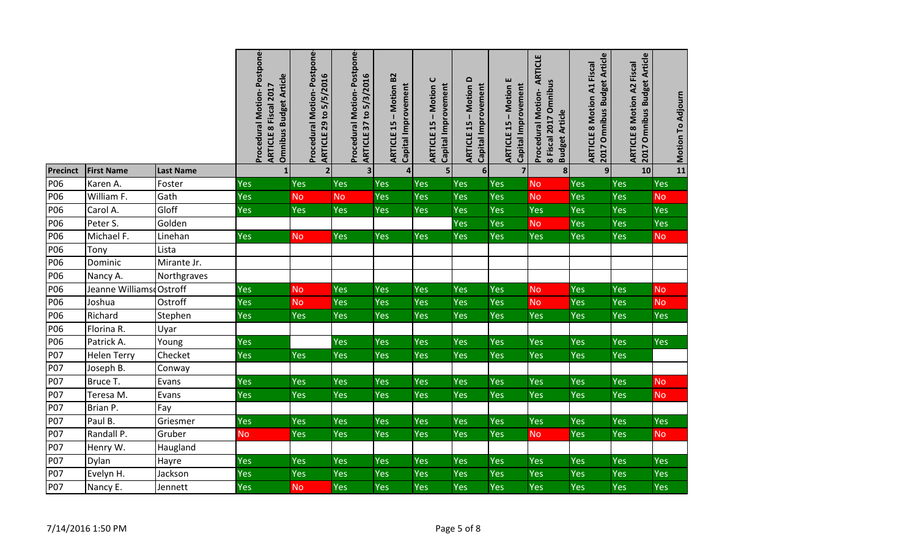| Precinct | First Name | Last Name | Procedural Motion- Postpone- ARTICLE 8 Fiscal 2017 Omnibus Budget Article | Procedural Motion- Postpone- ARTICLE 29 to 5/5/2016 | Procedural Motion- Postpone- ARTICLE 37 to 5/3/2016 | ARTICLE 15 – Motion B2 Capital Improvement | ARTICLE 15 – Motion C Capital Improvement | ARTICLE 15 – Motion D Capital Improvement | ARTICLE 15 – Motion E Capital Improvement | Procedural Motion- ARTICLE 8 Fiscal 2017 Omnibus Budget Article | ARTICLE 8 Motion A1 Fiscal 2017 Omnibus Budget Article | ARTICLE 8 Motion A2 Fiscal 2017 Omnibus Budget Article | Motion To Adjourn |
|---|---|---|---|---|---|---|---|---|---|---|---|---|---|
| | | | 1 | 2 | 3 | 4 | 5 | 6 | 7 | 8 | 9 | 10 | 11 |
| P06 | Karen A. | Foster | Yes | Yes | Yes | Yes | Yes | Yes | Yes | No | Yes | Yes | Yes |
| P06 | William F. | Gath | Yes | No | No | Yes | Yes | Yes | Yes | No | Yes | Yes | No |
| P06 | Carol A. | Gloff | Yes | Yes | Yes | Yes | Yes | Yes | Yes | Yes | Yes | Yes | Yes |
| P06 | Peter S. | Golden | | | | | | Yes | Yes | No | Yes | Yes | Yes |
| P06 | Michael F. | Linehan | Yes | No | Yes | Yes | Yes | Yes | Yes | Yes | Yes | Yes | No |
| P06 | Tony | Lista | | | | | | | | | | | |
| P06 | Dominic | Mirante Jr. | | | | | | | | | | | |
| P06 | Nancy A. | Northgraves | | | | | | | | | | | |
| P06 | Jeanne Williamso | Ostroff | Yes | No | Yes | Yes | Yes | Yes | Yes | No | Yes | Yes | No |
| P06 | Joshua | Ostroff | Yes | No | Yes | Yes | Yes | Yes | Yes | No | Yes | Yes | No |
| P06 | Richard | Stephen | Yes | Yes | Yes | Yes | Yes | Yes | Yes | Yes | Yes | Yes | Yes |
| P06 | Florina R. | Uyar | | | | | | | | | | | |
| P06 | Patrick A. | Young | Yes | | Yes | Yes | Yes | Yes | Yes | Yes | Yes | Yes | Yes |
| P07 | Helen Terry | Checket | Yes | Yes | Yes | Yes | Yes | Yes | Yes | Yes | Yes | Yes | |
| P07 | Joseph B. | Conway | | | | | | | | | | | |
| P07 | Bruce T. | Evans | Yes | Yes | Yes | Yes | Yes | Yes | Yes | Yes | Yes | Yes | No |
| P07 | Teresa M. | Evans | Yes | Yes | Yes | Yes | Yes | Yes | Yes | Yes | Yes | Yes | No |
| P07 | Brian P. | Fay | | | | | | | | | | | |
| P07 | Paul B. | Griesmer | Yes | Yes | Yes | Yes | Yes | Yes | Yes | Yes | Yes | Yes | Yes |
| P07 | Randall P. | Gruber | No | Yes | Yes | Yes | Yes | Yes | Yes | No | Yes | Yes | No |
| P07 | Henry W. | Haugland | | | | | | | | | | | |
| P07 | Dylan | Hayre | Yes | Yes | Yes | Yes | Yes | Yes | Yes | Yes | Yes | Yes | Yes |
| P07 | Evelyn H. | Jackson | Yes | Yes | Yes | Yes | Yes | Yes | Yes | Yes | Yes | Yes | Yes |
| P07 | Nancy E. | Jennett | Yes | No | Yes | Yes | Yes | Yes | Yes | Yes | Yes | Yes | Yes |

7/14/2016 1:50 PM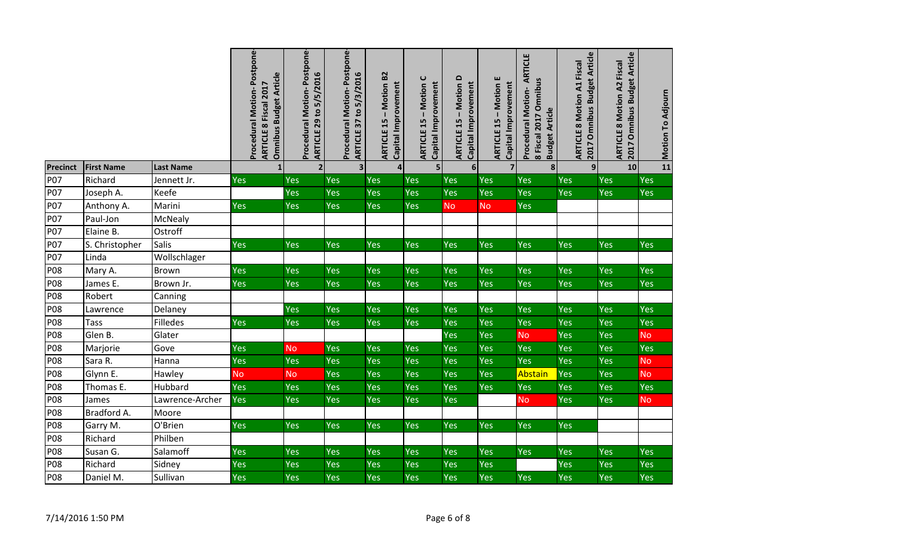| Precinct | First Name | Last Name | Procedural Motion- Postpone- ARTICLE 8 Fiscal 2017 Omnibus Budget Article | Procedural Motion- Postpone- ARTICLE 29 to 5/5/2016 | Procedural Motion- Postpone- ARTICLE 37 to 5/3/2016 | ARTICLE 15 – Motion B2 Capital Improvement | ARTICLE 15 – Motion C Capital Improvement | ARTICLE 15 – Motion D Capital Improvement | ARTICLE 15 – Motion E Capital Improvement | Procedural Motion- ARTICLE 8 Fiscal 2017 Omnibus Budget Article | ARTICLE 8 Motion A1 Fiscal 2017 Omnibus Budget Article | ARTICLE 8 Motion A2 Fiscal 2017 Omnibus Budget Article | Motion To Adjourn |
|---|---|---|---|---|---|---|---|---|---|---|---|---|---|
| | | | 1 | 2 | 3 | 4 | 5 | 6 | 7 | 8 | 9 | 10 | 11 |
| P07 | Richard | Jennett Jr. | Yes | Yes | Yes | Yes | Yes | Yes | Yes | Yes | Yes | Yes | Yes |
| P07 | Joseph A. | Keefe | | Yes | Yes | Yes | Yes | Yes | Yes | Yes | Yes | Yes | Yes |
| P07 | Anthony A. | Marini | Yes | Yes | Yes | Yes | Yes | No | No | Yes | | | |
| P07 | Paul-Jon | McNealy | | | | | | | | | | | |
| P07 | Elaine B. | Ostroff | | | | | | | | | | | |
| P07 | S. Christopher | Salis | Yes | Yes | Yes | Yes | Yes | Yes | Yes | Yes | Yes | Yes | Yes |
| P07 | Linda | Wollschlager | | | | | | | | | | | |
| P08 | Mary A. | Brown | Yes | Yes | Yes | Yes | Yes | Yes | Yes | Yes | Yes | Yes | Yes |
| P08 | James E. | Brown Jr. | Yes | Yes | Yes | Yes | Yes | Yes | Yes | Yes | Yes | Yes | Yes |
| P08 | Robert | Canning | | | | | | | | | | | |
| P08 | Lawrence | Delaney | | Yes | Yes | Yes | Yes | Yes | Yes | Yes | Yes | Yes | Yes |
| P08 | Tass | Filledes | Yes | Yes | Yes | Yes | Yes | Yes | Yes | Yes | Yes | Yes | Yes |
| P08 | Glen B. | Glater | | | | | | Yes | Yes | No | Yes | Yes | No |
| P08 | Marjorie | Gove | Yes | No | Yes | Yes | Yes | Yes | Yes | Yes | Yes | Yes | Yes |
| P08 | Sara R. | Hanna | Yes | Yes | Yes | Yes | Yes | Yes | Yes | Yes | Yes | Yes | No |
| P08 | Glynn E. | Hawley | No | No | Yes | Yes | Yes | Yes | Yes | Abstain | Yes | Yes | No |
| P08 | Thomas E. | Hubbard | Yes | Yes | Yes | Yes | Yes | Yes | Yes | Yes | Yes | Yes | Yes |
| P08 | James | Lawrence-Archer | Yes | Yes | Yes | Yes | Yes | Yes | | No | Yes | Yes | No |
| P08 | Bradford A. | Moore | | | | | | | | | | | |
| P08 | Garry M. | O'Brien | Yes | Yes | Yes | Yes | Yes | Yes | Yes | Yes | Yes | | |
| P08 | Richard | Philben | | | | | | | | | | | |
| P08 | Susan G. | Salamoff | Yes | Yes | Yes | Yes | Yes | Yes | Yes | Yes | Yes | Yes | Yes |
| P08 | Richard | Sidney | Yes | Yes | Yes | Yes | Yes | Yes | Yes | | Yes | Yes | Yes |
| P08 | Daniel M. | Sullivan | Yes | Yes | Yes | Yes | Yes | Yes | Yes | Yes | Yes | Yes | Yes |

7/14/2016 1:50 PM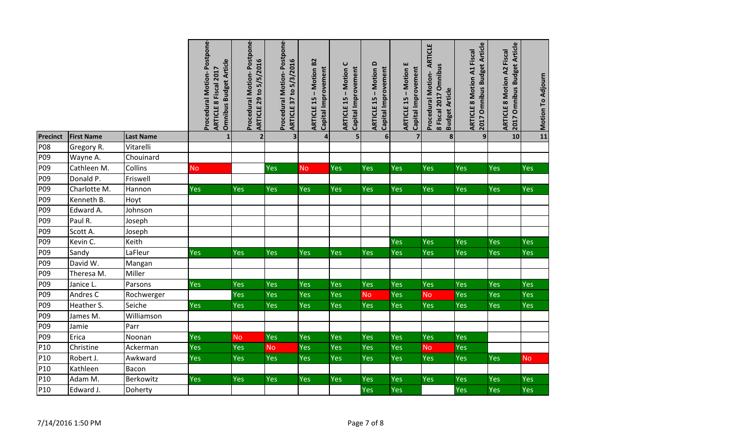| Precinct | First Name | Last Name | Procedural Motion- Postpone- ARTICLE 8 Fiscal 2017 Omnibus Budget Article | Procedural Motion- Postpone- ARTICLE 29 to 5/5/2016 | Procedural Motion- Postpone- ARTICLE 37 to 5/3/2016 | ARTICLE 15 – Motion B2 Capital Improvement | ARTICLE 15 – Motion C Capital Improvement | ARTICLE 15 – Motion D Capital Improvement | ARTICLE 15 – Motion E Capital Improvement | Procedural Motion- ARTICLE 8 Fiscal 2017 Omnibus Budget Article | ARTICLE 8 Motion A1 Fiscal 2017 Omnibus Budget Article | ARTICLE 8 Motion A2 Fiscal 2017 Omnibus Budget Article | Motion To Adjourn |
|---|---|---|---|---|---|---|---|---|---|---|---|---|---|
| | | | 1 | 2 | 3 | 4 | 5 | 6 | 7 | 8 | 9 | 10 | 11 |
| P08 | Gregory R. | Vitarelli | | | | | | | | | | | |
| P09 | Wayne A. | Chouinard | | | | | | | | | | | |
| P09 | Cathleen M. | Collins | No | | Yes | No | Yes | Yes | Yes | Yes | Yes | Yes | Yes |
| P09 | Donald P. | Friswell | | | | | | | | | | | |
| P09 | Charlotte M. | Hannon | Yes | Yes | Yes | Yes | Yes | Yes | Yes | Yes | Yes | Yes | Yes |
| P09 | Kenneth B. | Hoyt | | | | | | | | | | | |
| P09 | Edward A. | Johnson | | | | | | | | | | | |
| P09 | Paul R. | Joseph | | | | | | | | | | | |
| P09 | Scott A. | Joseph | | | | | | | | | | | |
| P09 | Kevin C. | Keith | | | | | | | Yes | Yes | Yes | Yes | Yes |
| P09 | Sandy | LaFleur | Yes | Yes | Yes | Yes | Yes | Yes | Yes | Yes | Yes | Yes | Yes |
| P09 | David W. | Mangan | | | | | | | | | | | |
| P09 | Theresa M. | Miller | | | | | | | | | | | |
| P09 | Janice L. | Parsons | Yes | Yes | Yes | Yes | Yes | Yes | Yes | Yes | Yes | Yes | Yes |
| P09 | Andres C | Rochwerger | | Yes | Yes | Yes | Yes | No | Yes | No | Yes | Yes | Yes |
| P09 | Heather S. | Seiche | Yes | Yes | Yes | Yes | Yes | Yes | Yes | Yes | Yes | Yes | Yes |
| P09 | James M. | Williamson | | | | | | | | | | | |
| P09 | Jamie | Parr | | | | | | | | | | | |
| P09 | Erica | Noonan | Yes | No | Yes | Yes | Yes | Yes | Yes | Yes | Yes | | |
| P10 | Christine | Ackerman | Yes | Yes | No | Yes | Yes | Yes | Yes | No | Yes | | |
| P10 | Robert J. | Awkward | Yes | Yes | Yes | Yes | Yes | Yes | Yes | Yes | Yes | Yes | No |
| P10 | Kathleen | Bacon | | | | | | | | | | | |
| P10 | Adam M. | Berkowitz | Yes | Yes | Yes | Yes | Yes | Yes | Yes | Yes | Yes | Yes | Yes |
| P10 | Edward J. | Doherty | | | | | | Yes | Yes | | Yes | Yes | Yes |

7/14/2016 1:50 PM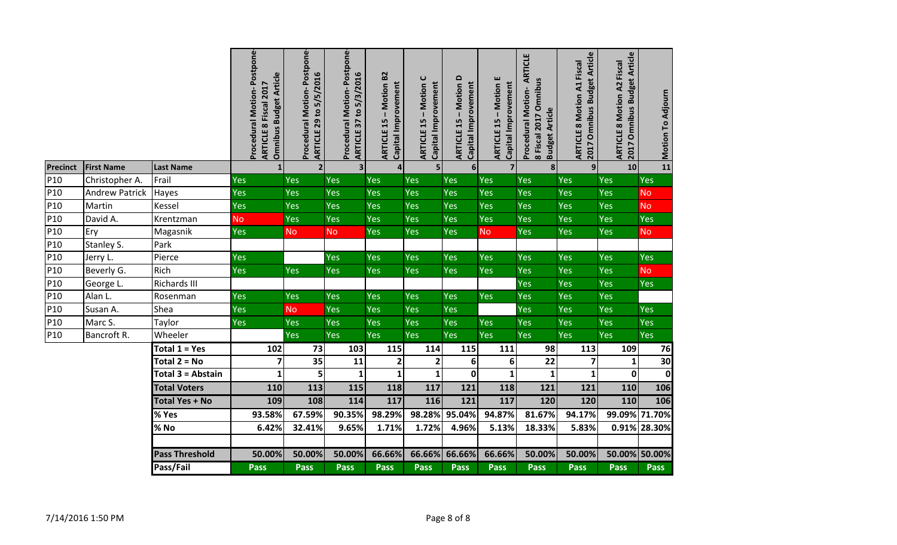| Precinct | First Name | Last Name | Procedural Motion- Postpone- ARTICLE 8 Fiscal 2017 Omnibus Budget Article | Procedural Motion- Postpone- ARTICLE 29 to 5/5/2016 | Procedural Motion- Postpone- ARTICLE 37 to 5/3/2016 | ARTICLE 15 – Motion B2 Capital Improvement | ARTICLE 15 – Motion C Capital Improvement | ARTICLE 15 – Motion D Capital Improvement | ARTICLE 15 – Motion E Capital Improvement | Procedural Motion- ARTICLE 8 Fiscal 2017 Omnibus Budget Article | ARTICLE 8 Motion A1 Fiscal 2017 Omnibus Budget Article | ARTICLE 8 Motion A2 Fiscal 2017 Omnibus Budget Article | Motion To Adjourn |
|---|---|---|---|---|---|---|---|---|---|---|---|---|---|
| | | | 1 | 2 | 3 | 4 | 5 | 6 | 7 | 8 | 9 | 10 | 11 |
| P10 | Christopher A. | Frail | Yes | Yes | Yes | Yes | Yes | Yes | Yes | Yes | Yes | Yes | Yes |
| P10 | Andrew Patrick | Hayes | Yes | Yes | Yes | Yes | Yes | Yes | Yes | Yes | Yes | Yes | No |
| P10 | Martin | Kessel | Yes | Yes | Yes | Yes | Yes | Yes | Yes | Yes | Yes | Yes | No |
| P10 | David A. | Krentzman | No | Yes | Yes | Yes | Yes | Yes | Yes | Yes | Yes | Yes | Yes |
| P10 | Ery | Magasnik | Yes | No | No | Yes | Yes | Yes | No | Yes | Yes | Yes | No |
| P10 | Stanley S. | Park | | | | | | | | | | | |
| P10 | Jerry L. | Pierce | Yes | | Yes | Yes | Yes | Yes | Yes | Yes | Yes | Yes | Yes |
| P10 | Beverly G. | Rich | Yes | Yes | Yes | Yes | Yes | Yes | Yes | Yes | Yes | Yes | No |
| P10 | George L. | Richards III | | | | | | | | Yes | Yes | Yes | Yes |
| P10 | Alan L. | Rosenman | Yes | Yes | Yes | Yes | Yes | Yes | Yes | Yes | Yes | Yes | |
| P10 | Susan A. | Shea | Yes | No | Yes | Yes | Yes | Yes | | Yes | Yes | Yes | Yes |
| P10 | Marc S. | Taylor | Yes | Yes | Yes | Yes | Yes | Yes | Yes | Yes | Yes | Yes | Yes |
| P10 | Bancroft R. | Wheeler | | Yes | Yes | Yes | Yes | Yes | Yes | Yes | Yes | Yes | Yes |
| | | **Total 1 = Yes** | 102 | 73 | 103 | 115 | 114 | 115 | 111 | 98 | 113 | 109 | 76 |
| | | **Total 2 = No** | 7 | 35 | 11 | 2 | 2 | 6 | 6 | 22 | 7 | 1 | 30 |
| | | **Total 3 = Abstain** | 1 | 5 | 1 | 1 | 1 | 0 | 1 | 1 | 1 | 0 | 0 |
| | | **Total Voters** | 110 | 113 | 115 | 118 | 117 | 121 | 118 | 121 | 121 | 110 | 106 |
| | | **Total Yes + No** | 109 | 108 | 114 | 117 | 116 | 121 | 117 | 120 | 120 | 110 | 106 |
| | | **% Yes** | 93.58% | 67.59% | 90.35% | 98.29% | 98.28% | 95.04% | 94.87% | 81.67% | 94.17% | 99.09% | 71.70% |
| | | **% No** | 6.42% | 32.41% | 9.65% | 1.71% | 1.72% | 4.96% | 5.13% | 18.33% | 5.83% | 0.91% | 28.30% |
| | | | | | | | | | | | | | |
| | | **Pass Threshold** | 50.00% | 50.00% | 50.00% | 66.66% | 66.66% | 66.66% | 66.66% | 50.00% | 50.00% | 50.00% | 50.00% |
| | | **Pass/Fail** | Pass | Pass | Pass | Pass | Pass | Pass | Pass | Pass | Pass | Pass | Pass |

7/14/2016 1:50 PM